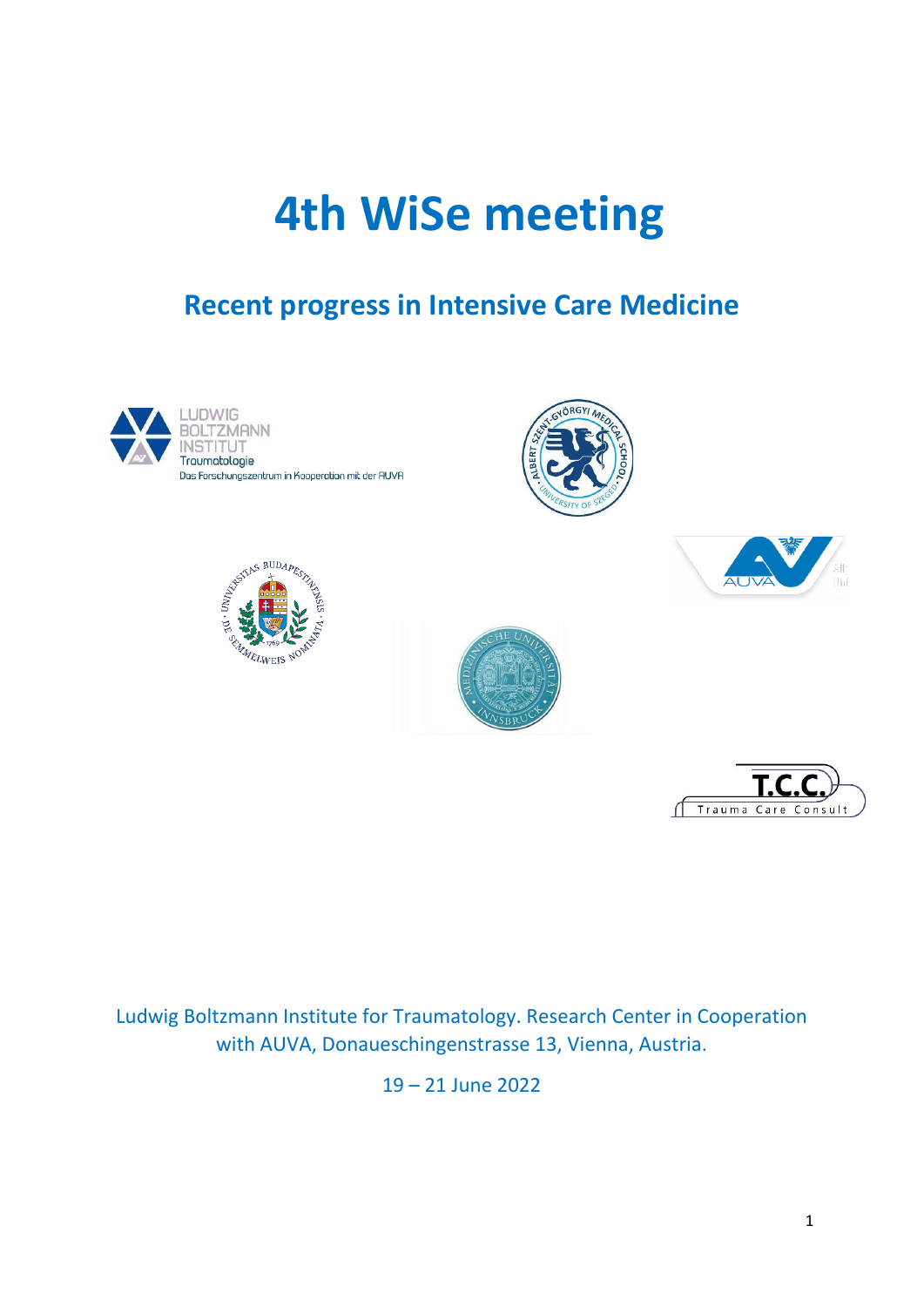# 4th WiSe meeting

## Recent progress in Intensive Care Medicine

Ludwig Boltzmann Institute for Traumatology. Research Center in Cooperation with AUVA, Donaueschingenstrasse 13, Vienna, Austria.

19 – 21 June 2022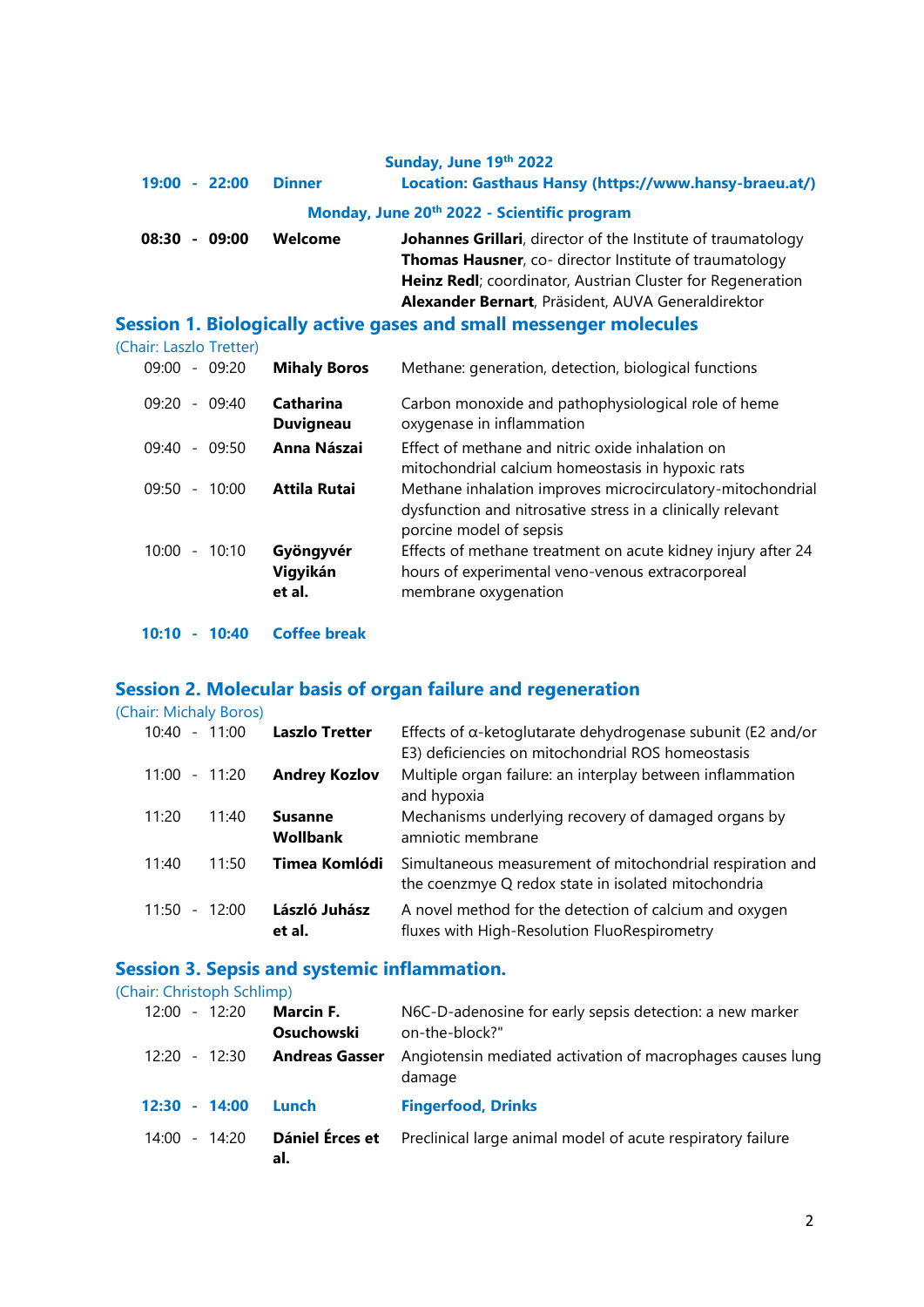**Sunday, June 19th 2022**

| | | |
|---|---|---|
| **19:00 - 22:00** | **Dinner** | **Location: Gasthaus Hansy (https://www.hansy-braeu.at/)** |

**Monday, June 20th 2022 - Scientific program**

| | | |
|---|---|---|
| **08:30 - 09:00** | **Welcome** | **Johannes Grillari**, director of the Institute of traumatology<br>**Thomas Hausner**, co- director Institute of traumatology<br>**Heinz Redl**; coordinator, Austrian Cluster for Regeneration<br>**Alexander Bernart**, Präsident, AUVA Generaldirektor |

## Session 1. Biologically active gases and small messenger molecules

(Chair: Laszlo Tretter)

| | | |
|---|---|---|
| 09:00 - 09:20 | **Mihaly Boros** | Methane: generation, detection, biological functions |
| 09:20 - 09:40 | **Catharina Duvigneau** | Carbon monoxide and pathophysiological role of heme oxygenase in inflammation |
| 09:40 - 09:50 | **Anna Nászai** | Effect of methane and nitric oxide inhalation on mitochondrial calcium homeostasis in hypoxic rats |
| 09:50 - 10:00 | **Attila Rutai** | Methane inhalation improves microcirculatory-mitochondrial dysfunction and nitrosative stress in a clinically relevant porcine model of sepsis |
| 10:00 - 10:10 | **Gyöngyvér Vigyikán et al.** | Effects of methane treatment on acute kidney injury after 24 hours of experimental veno-venous extracorporeal membrane oxygenation |
| **10:10 - 10:40** | **Coffee break** | |

## Session 2. Molecular basis of organ failure and regeneration

(Chair: Michaly Boros)

| | | |
|---|---|---|
| 10:40 - 11:00 | **Laszlo Tretter** | Effects of α-ketoglutarate dehydrogenase subunit (E2 and/or E3) deficiencies on mitochondrial ROS homeostasis |
| 11:00 - 11:20 | **Andrey Kozlov** | Multiple organ failure: an interplay between inflammation and hypoxia |
| 11:20 11:40 | **Susanne Wollbank** | Mechanisms underlying recovery of damaged organs by amniotic membrane |
| 11:40 11:50 | **Timea Komlódi** | Simultaneous measurement of mitochondrial respiration and the coenzmye Q redox state in isolated mitochondria |
| 11:50 - 12:00 | **László Juhász et al.** | A novel method for the detection of calcium and oxygen fluxes with High-Resolution FluoRespirometry |

## Session 3. Sepsis and systemic inflammation.

(Chair: Christoph Schlimp)

| | | |
|---|---|---|
| 12:00 - 12:20 | **Marcin F. Osuchowski** | N6C-D-adenosine for early sepsis detection: a new marker on-the-block?" |
| 12:20 - 12:30 | **Andreas Gasser** | Angiotensin mediated activation of macrophages causes lung damage |
| **12:30 - 14:00** | **Lunch** | **Fingerfood, Drinks** |
| 14:00 - 14:20 | **Dániel Érces et al.** | Preclinical large animal model of acute respiratory failure |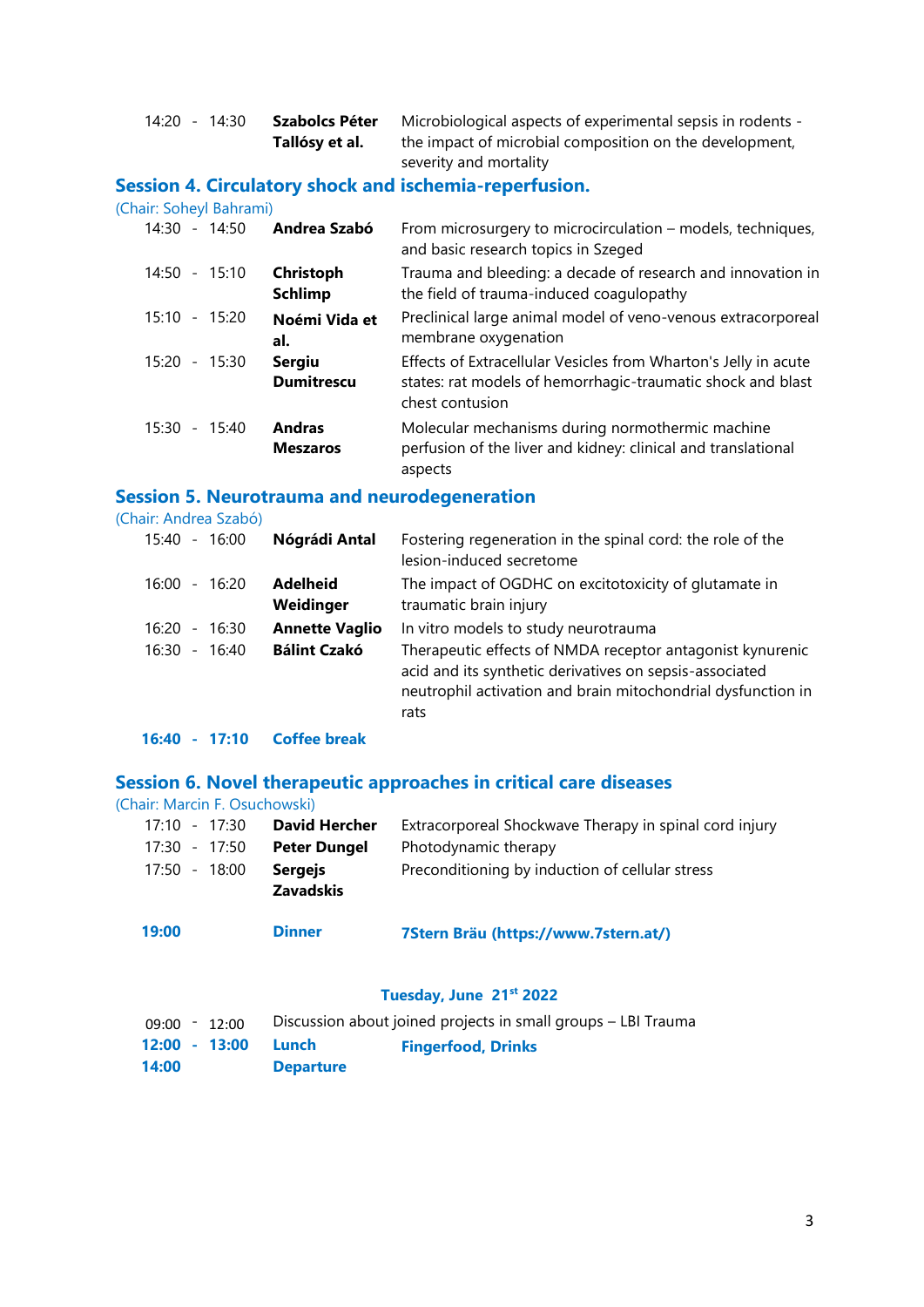| | | |
|---|---|---|
| 14:20 - 14:30 | **Szabolcs Péter Tallósy et al.** | Microbiological aspects of experimental sepsis in rodents - the impact of microbial composition on the development, severity and mortality |

## Session 4. Circulatory shock and ischemia-reperfusion.

(Chair: Soheyl Bahrami)

| | | |
|---|---|---|
| 14:30 - 14:50 | **Andrea Szabó** | From microsurgery to microcirculation – models, techniques, and basic research topics in Szeged |
| 14:50 - 15:10 | **Christoph Schlimp** | Trauma and bleeding: a decade of research and innovation in the field of trauma-induced coagulopathy |
| 15:10 - 15:20 | **Noémi Vida et al.** | Preclinical large animal model of veno-venous extracorporeal membrane oxygenation |
| 15:20 - 15:30 | **Sergiu Dumitrescu** | Effects of Extracellular Vesicles from Wharton's Jelly in acute states: rat models of hemorrhagic-traumatic shock and blast chest contusion |
| 15:30 - 15:40 | **Andras Meszaros** | Molecular mechanisms during normothermic machine perfusion of the liver and kidney: clinical and translational aspects |

## Session 5. Neurotrauma and neurodegeneration

(Chair: Andrea Szabó)

| | | |
|---|---|---|
| 15:40 - 16:00 | **Nógrádi Antal** | Fostering regeneration in the spinal cord: the role of the lesion-induced secretome |
| 16:00 - 16:20 | **Adelheid Weidinger** | The impact of OGDHC on excitotoxicity of glutamate in traumatic brain injury |
| 16:20 - 16:30 | **Annette Vaglio** | In vitro models to study neurotrauma |
| 16:30 - 16:40 | **Bálint Czakó** | Therapeutic effects of NMDA receptor antagonist kynurenic acid and its synthetic derivatives on sepsis-associated neutrophil activation and brain mitochondrial dysfunction in rats |
| **16:40 - 17:10** | **Coffee break** | |

## Session 6. Novel therapeutic approaches in critical care diseases

(Chair: Marcin F. Osuchowski)

| | | |
|---|---|---|
| 17:10 - 17:30 | **David Hercher** | Extracorporeal Shockwave Therapy in spinal cord injury |
| 17:30 - 17:50 | **Peter Dungel** | Photodynamic therapy |
| 17:50 - 18:00 | **Sergejs Zavadskis** | Preconditioning by induction of cellular stress |
| **19:00** | **Dinner** | **7Stern Bräu (https://www.7stern.at/)** |

### Tuesday, June 21st 2022

| | | |
|---|---|---|
| 09:00 - 12:00 | Discussion about joined projects in small groups – LBI Trauma | |
| **12:00 - 13:00** | **Lunch** | **Fingerfood, Drinks** |
| **14:00** | **Departure** | |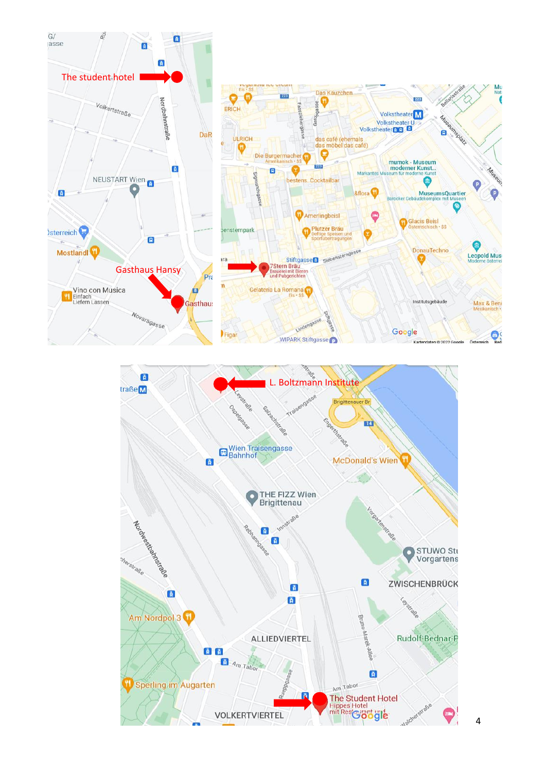The student hotel

Gasthaus Hansy

L. Boltzmann Institute

The Student Hotel